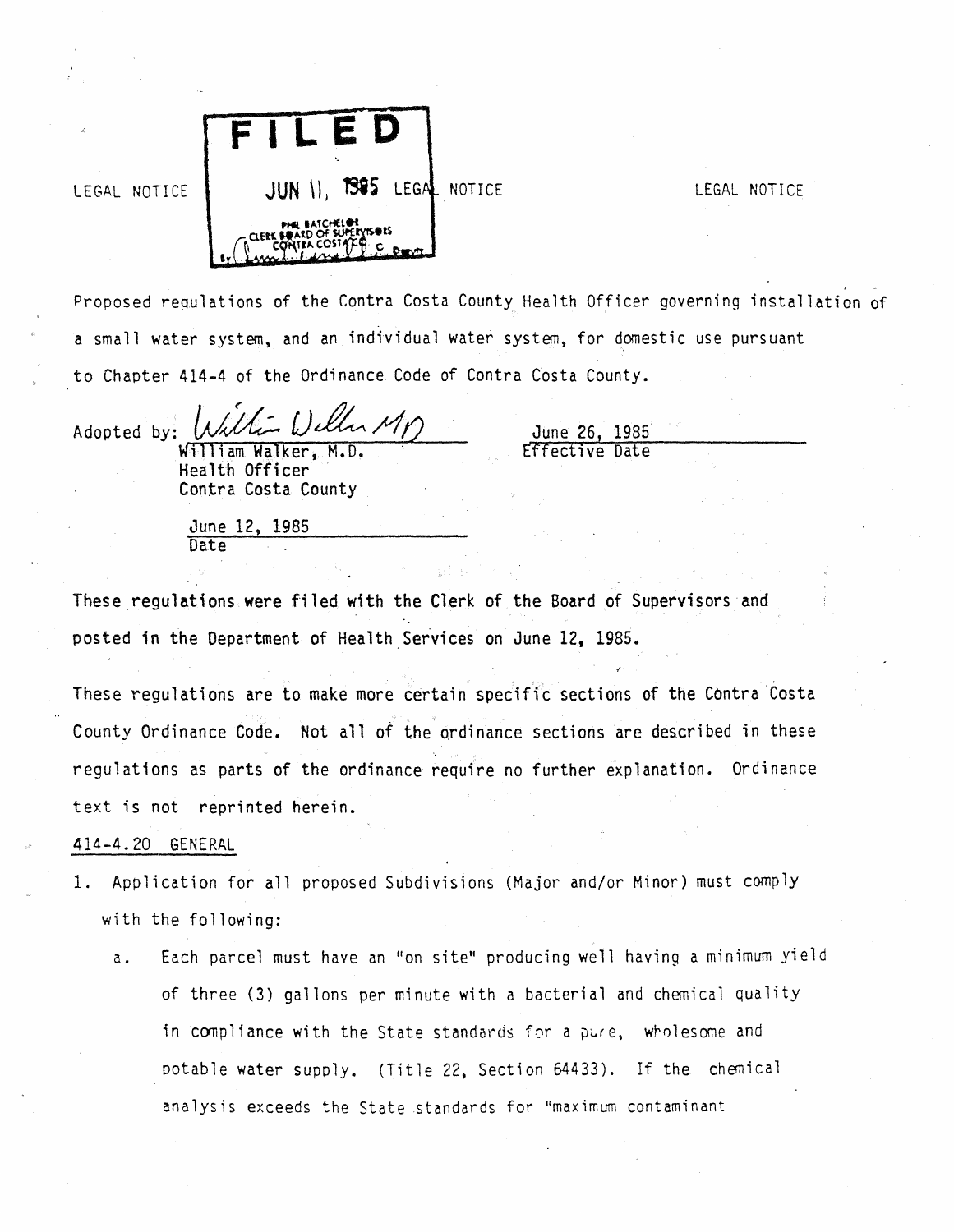LEGAL NOTICE

**FILED**

JUN 11, 1985

PHIL BATCHELOR
CLERK BOARD OF SUPERVISORS
CONTRA COSTA CO.

LEGAL NOTICE

LEGAL NOTICE

Proposed regulations of the Contra Costa County Health Officer governing installation of a small water system, and an individual water system, for domestic use pursuant to Chapter 414-4 of the Ordinance Code of Contra Costa County.

Adopted by: William Walker, M.D.
William Walker, M.D.
Health Officer
Contra Costa County

June 12, 1985
Date

June 26, 1985
Effective Date

These regulations were filed with the Clerk of the Board of Supervisors and posted in the Department of Health Services on June 12, 1985.

These regulations are to make more certain specific sections of the Contra Costa County Ordinance Code. Not all of the ordinance sections are described in these regulations as parts of the ordinance require no further explanation. Ordinance text is not reprinted herein.

414-4.20 GENERAL

1. Application for all proposed Subdivisions (Major and/or Minor) must comply with the following:

   a. Each parcel must have an "on site" producing well having a minimum yield of three (3) gallons per minute with a bacterial and chemical quality in compliance with the State standards for a pure, wholesome and potable water supply. (Title 22, Section 64433). If the chemical analysis exceeds the State standards for "maximum contaminant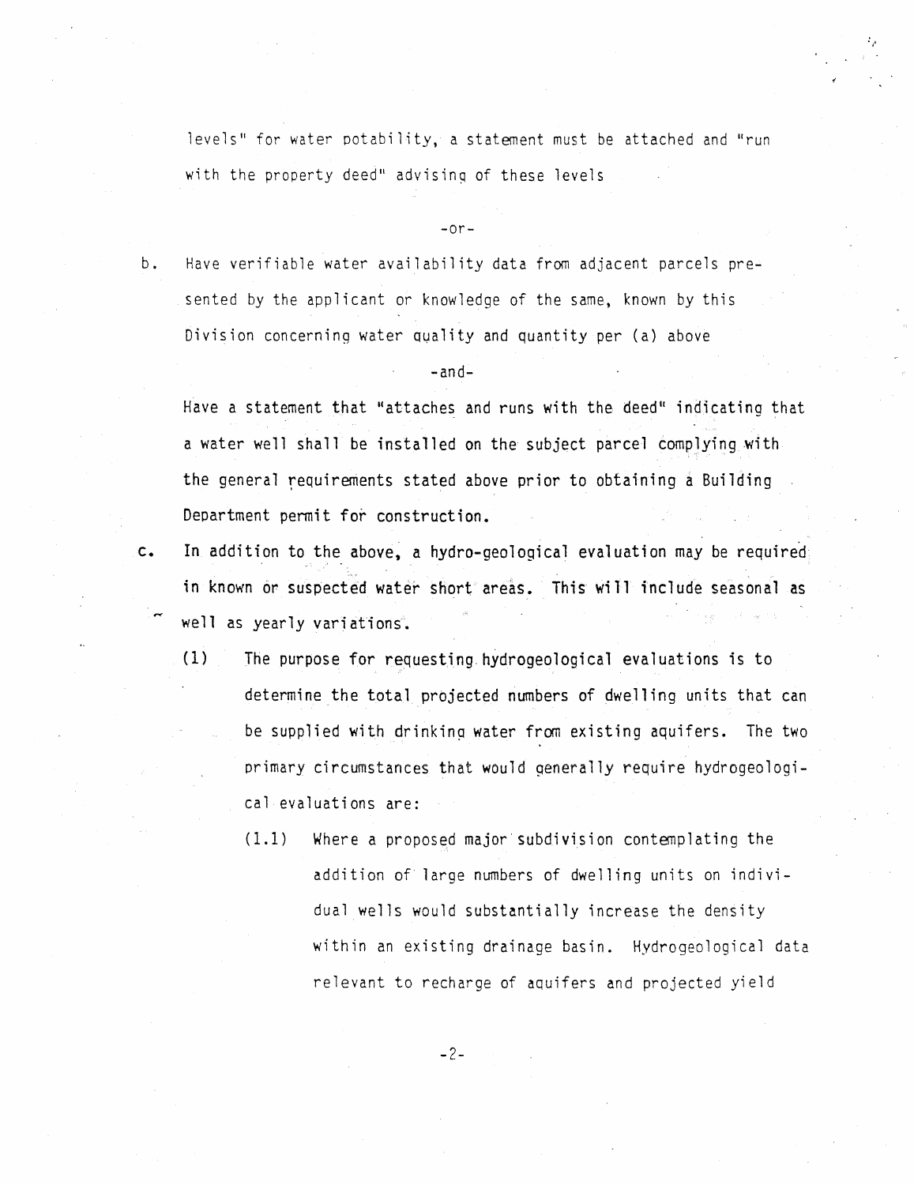levels" for water potability, a statement must be attached and "run with the property deed" advising of these levels

-or-

b. Have verifiable water availability data from adjacent parcels presented by the applicant or knowledge of the same, known by this Division concerning water quality and quantity per (a) above

-and-

Have a statement that "attaches and runs with the deed" indicating that a water well shall be installed on the subject parcel complying with the general requirements stated above prior to obtaining a Building Department permit for construction.

c. In addition to the above, a hydro-geological evaluation may be required in known or suspected water short areas. This will include seasonal as well as yearly variations.

   (1) The purpose for requesting hydrogeological evaluations is to determine the total projected numbers of dwelling units that can be supplied with drinking water from existing aquifers. The two primary circumstances that would generally require hydrogeological evaluations are:

      (1.1) Where a proposed major subdivision contemplating the addition of large numbers of dwelling units on individual wells would substantially increase the density within an existing drainage basin. Hydrogeological data relevant to recharge of aquifers and projected yield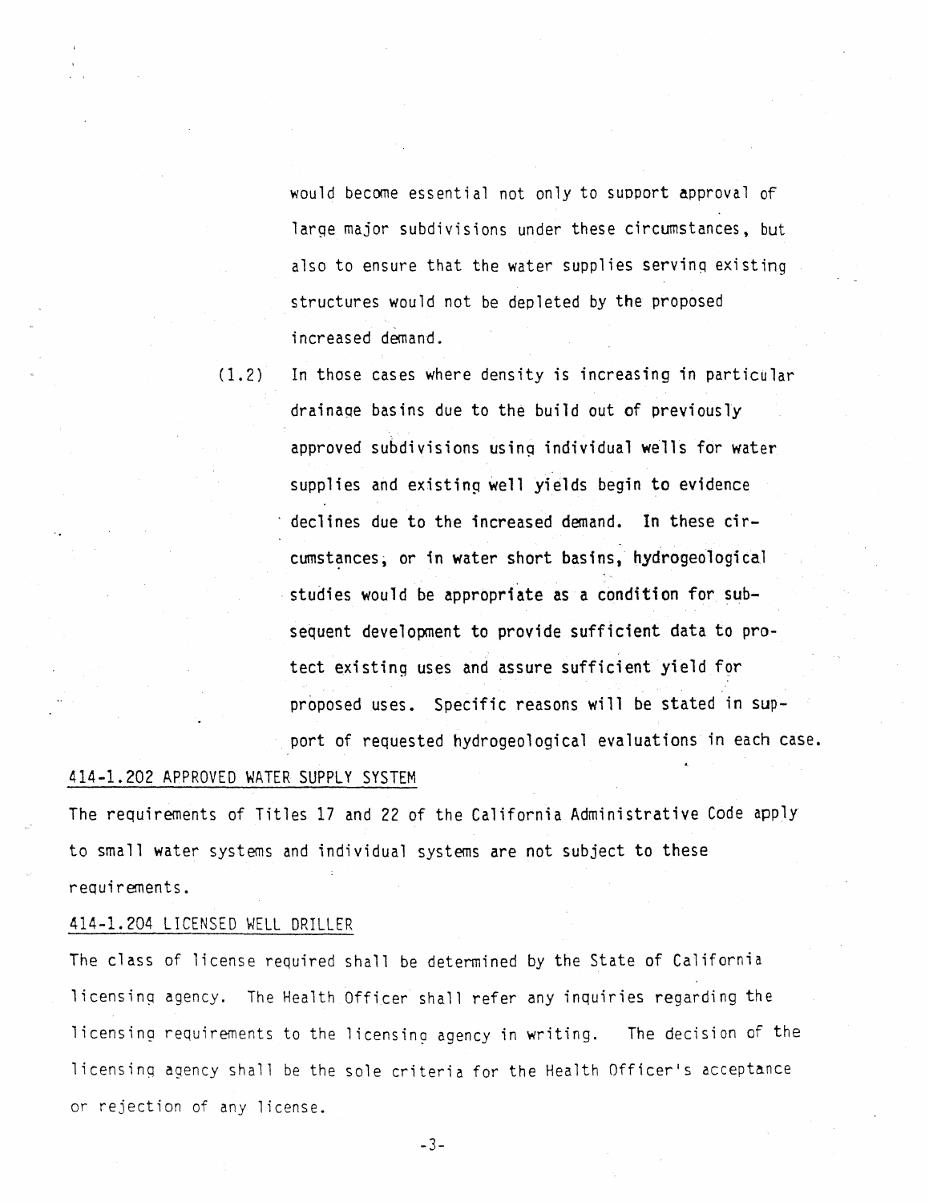would become essential not only to support approval of large major subdivisions under these circumstances, but also to ensure that the water supplies serving existing structures would not be depleted by the proposed increased demand.

(1.2) In those cases where density is increasing in particular drainage basins due to the build out of previously approved subdivisions using individual wells for water supplies and existing well yields begin to evidence declines due to the increased demand. In these circumstances, or in water short basins, hydrogeological studies would be appropriate as a condition for subsequent development to provide sufficient data to protect existing uses and assure sufficient yield for proposed uses. Specific reasons will be stated in support of requested hydrogeological evaluations in each case.

414-1.202 APPROVED WATER SUPPLY SYSTEM

The requirements of Titles 17 and 22 of the California Administrative Code apply to small water systems and individual systems are not subject to these requirements.

414-1.204 LICENSED WELL DRILLER

The class of license required shall be determined by the State of California licensing agency. The Health Officer shall refer any inquiries regarding the licensing requirements to the licensing agency in writing. The decision of the licensing agency shall be the sole criteria for the Health Officer's acceptance or rejection of any license.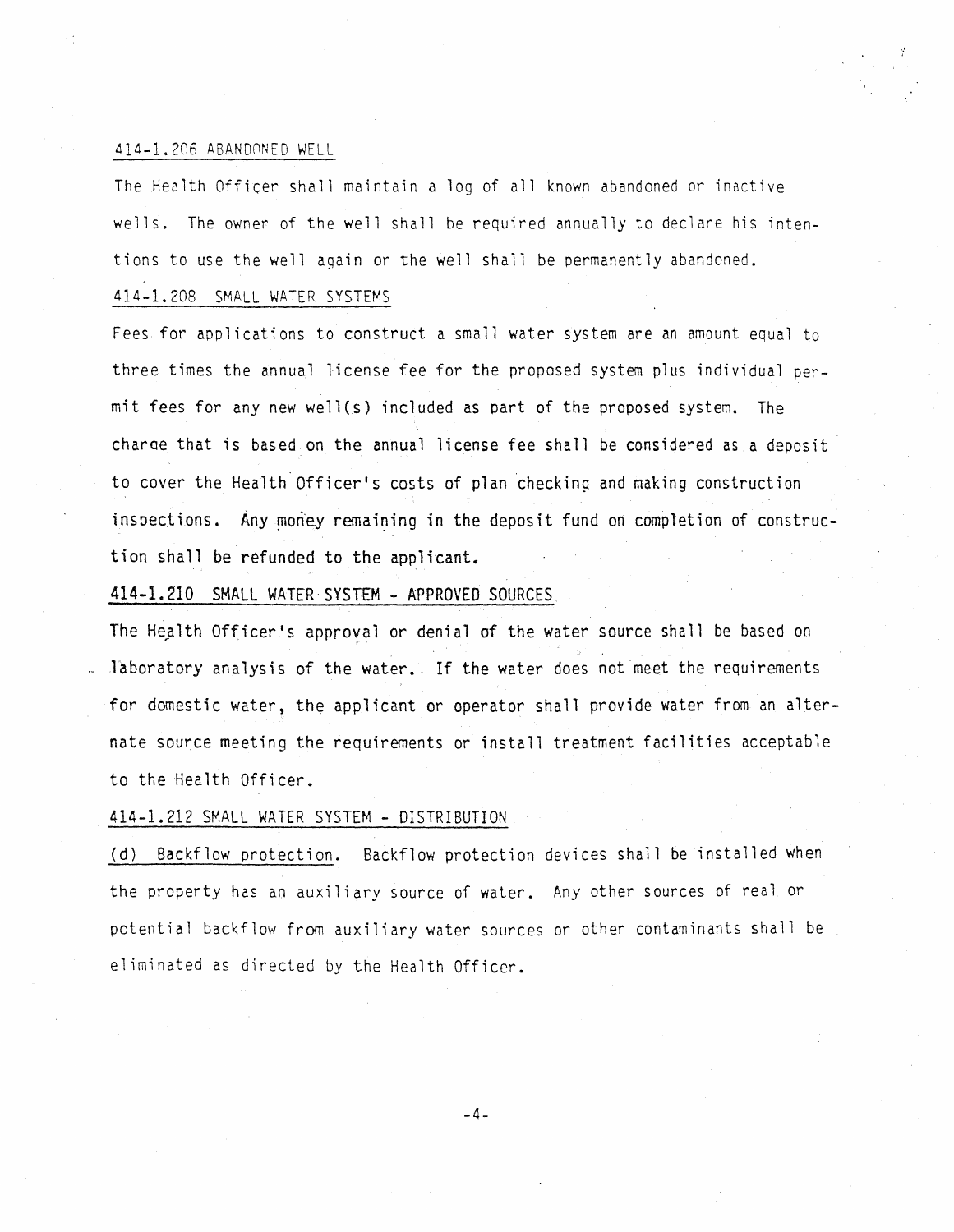## 414-1.206 ABANDONED WELL

The Health Officer shall maintain a log of all known abandoned or inactive wells. The owner of the well shall be required annually to declare his intentions to use the well again or the well shall be permanently abandoned.

## 414-1.208 SMALL WATER SYSTEMS

Fees for applications to construct a small water system are an amount equal to three times the annual license fee for the proposed system plus individual permit fees for any new well(s) included as part of the proposed system. The charge that is based on the annual license fee shall be considered as a deposit to cover the Health Officer's costs of plan checking and making construction inspections. Any money remaining in the deposit fund on completion of construction shall be refunded to the applicant.

## 414-1.210 SMALL WATER SYSTEM - APPROVED SOURCES

The Health Officer's approval or denial of the water source shall be based on laboratory analysis of the water. If the water does not meet the requirements for domestic water, the applicant or operator shall provide water from an alternate source meeting the requirements or install treatment facilities acceptable to the Health Officer.

## 414-1.212 SMALL WATER SYSTEM - DISTRIBUTION

(d) Backflow protection. Backflow protection devices shall be installed when the property has an auxiliary source of water. Any other sources of real or potential backflow from auxiliary water sources or other contaminants shall be eliminated as directed by the Health Officer.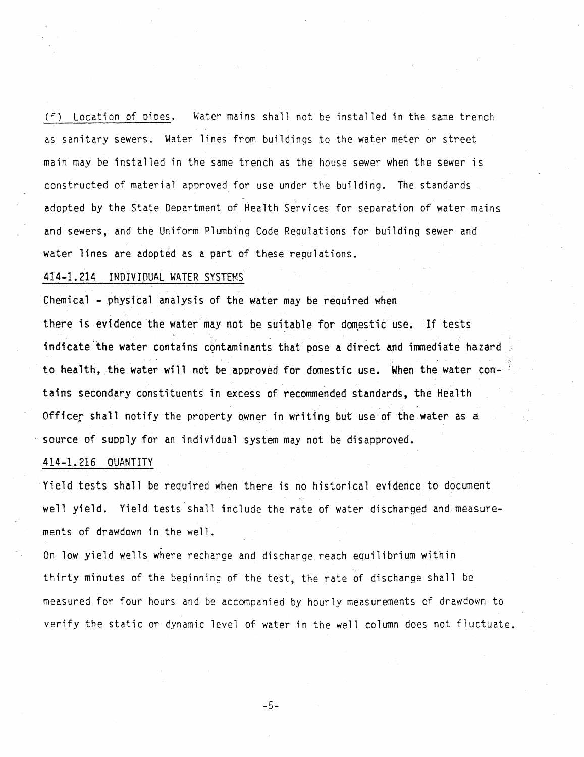(f) Location of pipes. Water mains shall not be installed in the same trench as sanitary sewers. Water lines from buildings to the water meter or street main may be installed in the same trench as the house sewer when the sewer is constructed of material approved for use under the building. The standards adopted by the State Department of Health Services for separation of water mains and sewers, and the Uniform Plumbing Code Regulations for building sewer and water lines are adopted as a part of these regulations.

## 414-1.214 INDIVIDUAL WATER SYSTEMS

Chemical - physical analysis of the water may be required when there is evidence the water may not be suitable for domestic use. If tests indicate the water contains contaminants that pose a direct and immediate hazard to health, the water will not be approved for domestic use. When the water contains secondary constituents in excess of recommended standards, the Health Officer shall notify the property owner in writing but use of the water as a source of supply for an individual system may not be disapproved.

## 414-1.216 QUANTITY

Yield tests shall be required when there is no historical evidence to document well yield. Yield tests shall include the rate of water discharged and measurements of drawdown in the well.

On low yield wells where recharge and discharge reach equilibrium within thirty minutes of the beginning of the test, the rate of discharge shall be measured for four hours and be accompanied by hourly measurements of drawdown to verify the static or dynamic level of water in the well column does not fluctuate.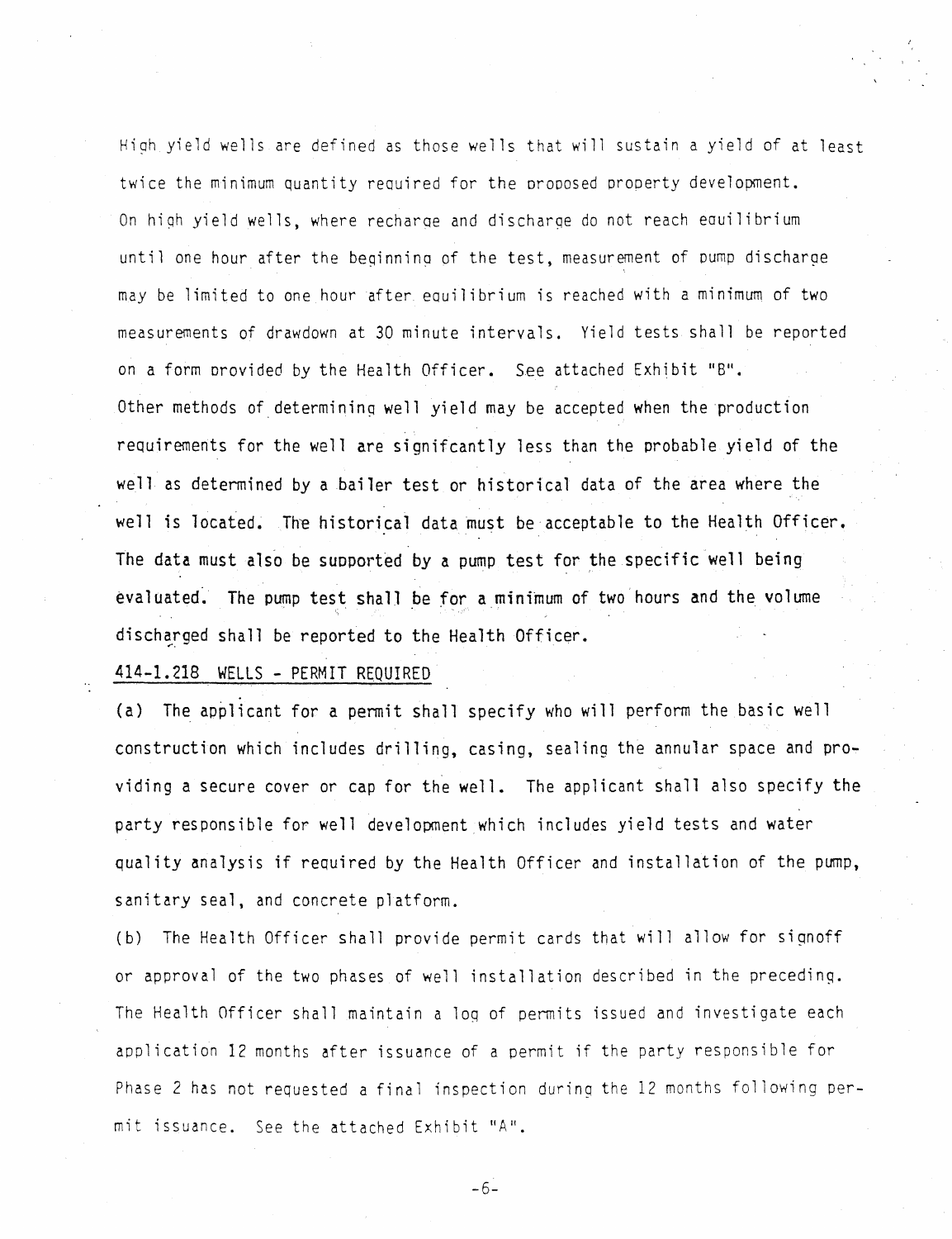High yield wells are defined as those wells that will sustain a yield of at least twice the minimum quantity required for the proposed property development. On high yield wells, where recharge and discharge do not reach equilibrium until one hour after the beginning of the test, measurement of pump discharge may be limited to one hour after equilibrium is reached with a minimum of two measurements of drawdown at 30 minute intervals. Yield tests shall be reported on a form provided by the Health Officer. See attached Exhibit "B". Other methods of determining well yield may be accepted when the production requirements for the well are signifcantly less than the probable yield of the well as determined by a bailer test or historical data of the area where the well is located. The historical data must be acceptable to the Health Officer. The data must also be supported by a pump test for the specific well being evaluated. The pump test shall be for a minimum of two hours and the volume discharged shall be reported to the Health Officer.

414-1.218 WELLS - PERMIT REQUIRED

(a) The applicant for a permit shall specify who will perform the basic well construction which includes drilling, casing, sealing the annular space and providing a secure cover or cap for the well. The applicant shall also specify the party responsible for well development which includes yield tests and water quality analysis if required by the Health Officer and installation of the pump, sanitary seal, and concrete platform.

(b) The Health Officer shall provide permit cards that will allow for signoff or approval of the two phases of well installation described in the preceding. The Health Officer shall maintain a log of permits issued and investigate each application 12 months after issuance of a permit if the party responsible for Phase 2 has not requested a final inspection during the 12 months following permit issuance. See the attached Exhibit "A".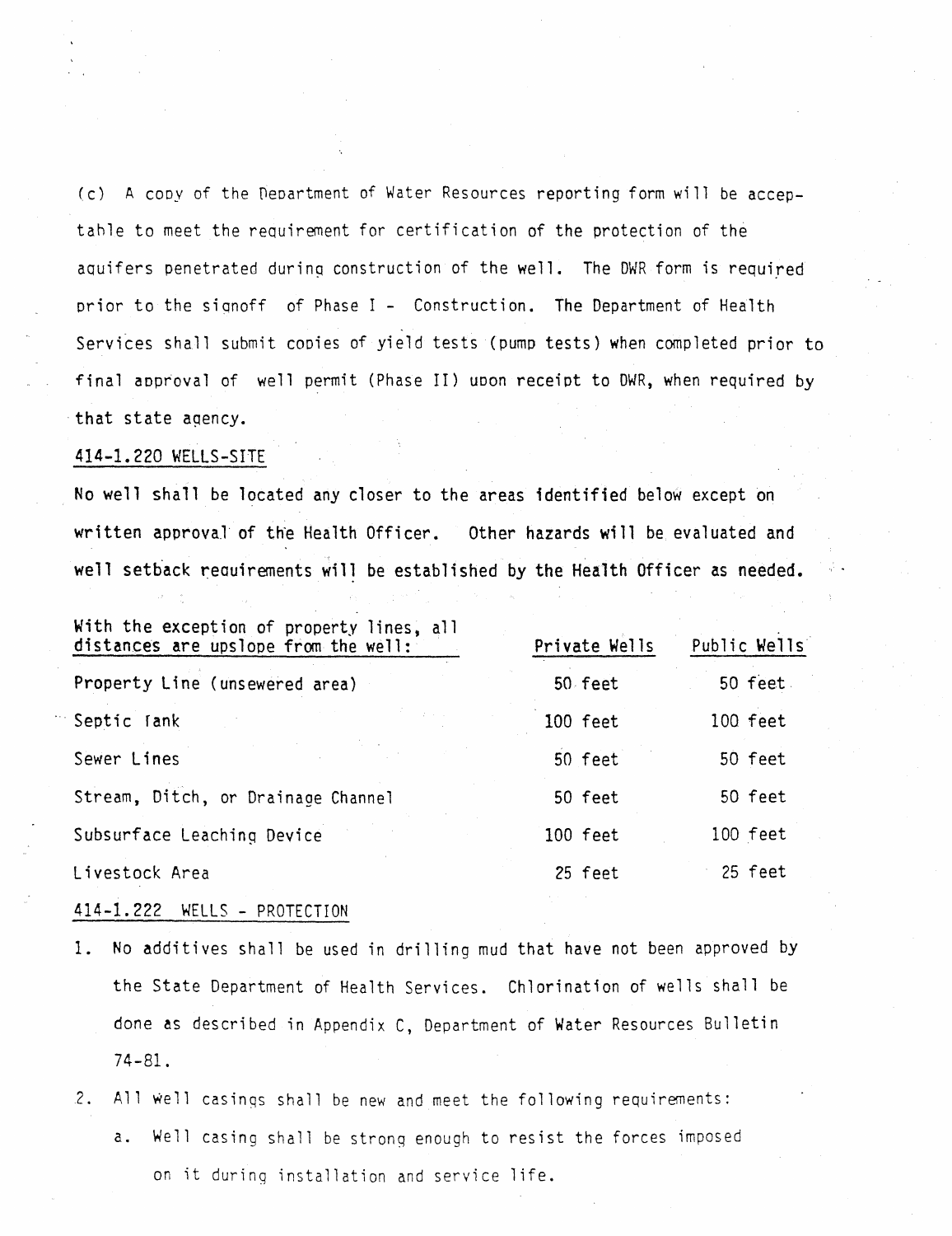(c) A copy of the Department of Water Resources reporting form will be acceptable to meet the requirement for certification of the protection of the aquifers penetrated during construction of the well. The DWR form is required prior to the signoff of Phase I - Construction. The Department of Health Services shall submit copies of yield tests (pump tests) when completed prior to final approval of well permit (Phase II) upon receipt to DWR, when required by that state agency.

## 414-1.220 WELLS-SITE

No well shall be located any closer to the areas identified below except on written approval of the Health Officer. Other hazards will be evaluated and well setback requirements will be established by the Health Officer as needed.

| With the exception of property lines, all distances are upslope from the well: | Private Wells | Public Wells |
|---|---|---|
| Property Line (unsewered area) | 50 feet | 50 feet |
| Septic Tank | 100 feet | 100 feet |
| Sewer Lines | 50 feet | 50 feet |
| Stream, Ditch, or Drainage Channel | 50 feet | 50 feet |
| Subsurface Leaching Device | 100 feet | 100 feet |
| Livestock Area | 25 feet | 25 feet |

## 414-1.222 WELLS - PROTECTION

1. No additives shall be used in drilling mud that have not been approved by the State Department of Health Services. Chlorination of wells shall be done as described in Appendix C, Department of Water Resources Bulletin 74-81.
2. All well casings shall be new and meet the following requirements:
   a. Well casing shall be strong enough to resist the forces imposed on it during installation and service life.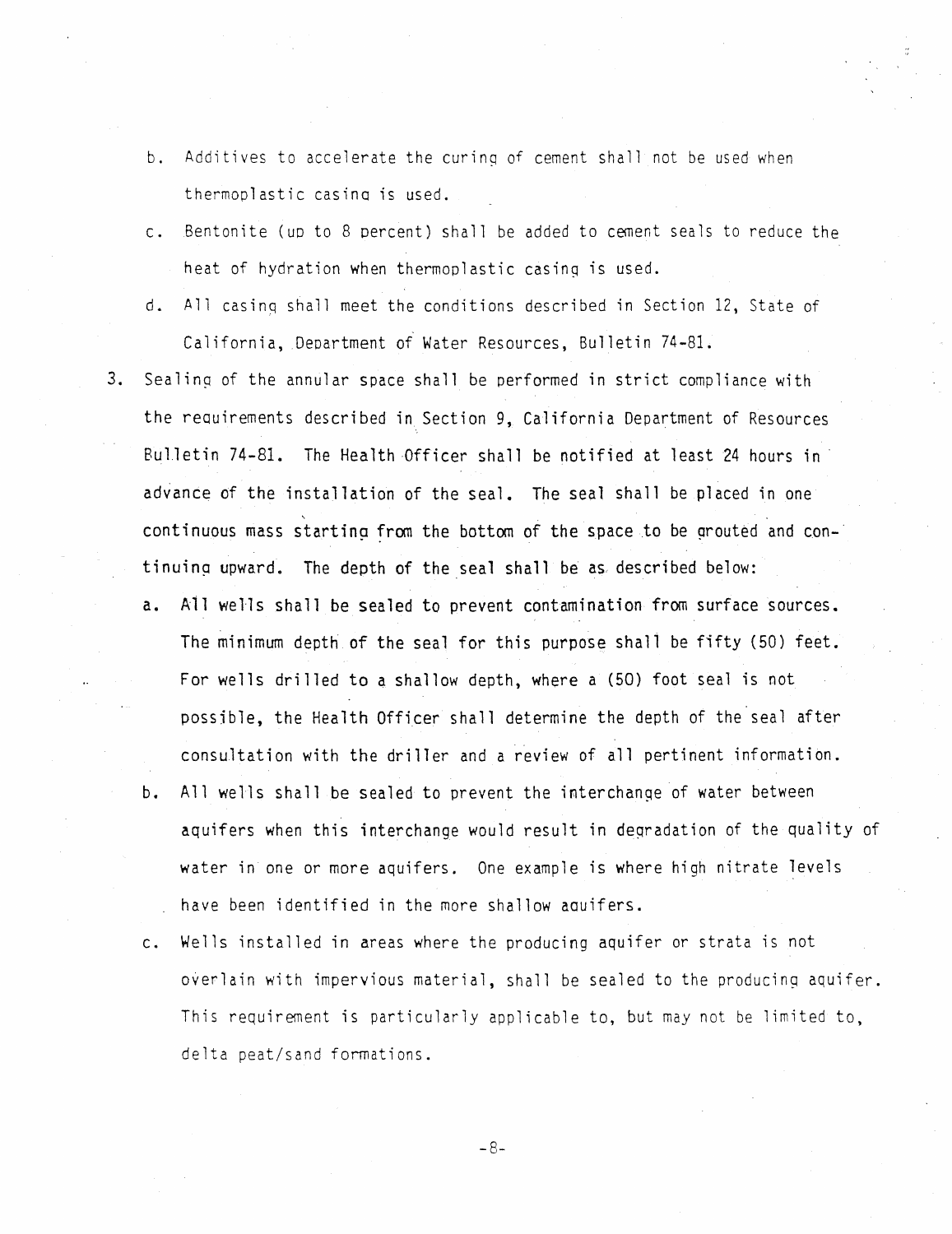b. Additives to accelerate the curing of cement shall not be used when thermoplastic casing is used.

c. Bentonite (up to 8 percent) shall be added to cement seals to reduce the heat of hydration when thermoplastic casing is used.

d. All casing shall meet the conditions described in Section 12, State of California, Department of Water Resources, Bulletin 74-81.

3. Sealing of the annular space shall be performed in strict compliance with the requirements described in Section 9, California Department of Resources Bulletin 74-81. The Health Officer shall be notified at least 24 hours in advance of the installation of the seal. The seal shall be placed in one continuous mass starting from the bottom of the space to be grouted and continuing upward. The depth of the seal shall be as described below:

   a. All wells shall be sealed to prevent contamination from surface sources. The minimum depth of the seal for this purpose shall be fifty (50) feet. For wells drilled to a shallow depth, where a (50) foot seal is not possible, the Health Officer shall determine the depth of the seal after consultation with the driller and a review of all pertinent information.

   b. All wells shall be sealed to prevent the interchange of water between aquifers when this interchange would result in degradation of the quality of water in one or more aquifers. One example is where high nitrate levels have been identified in the more shallow aquifers.

   c. Wells installed in areas where the producing aquifer or strata is not overlain with impervious material, shall be sealed to the producing aquifer. This requirement is particularly applicable to, but may not be limited to, delta peat/sand formations.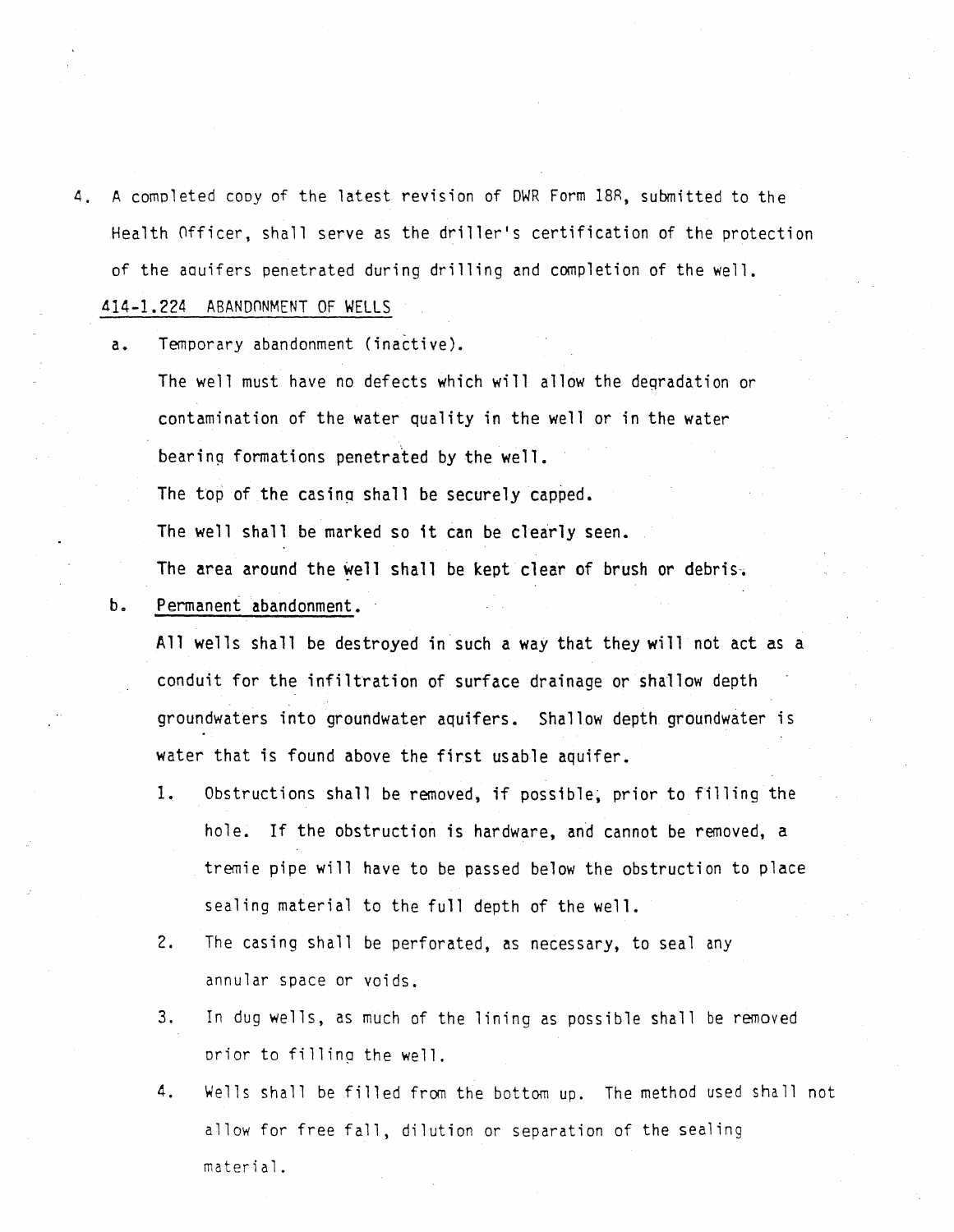4. A completed copy of the latest revision of DWR Form 188, submitted to the Health Officer, shall serve as the driller's certification of the protection of the aquifers penetrated during drilling and completion of the well.

414-1.224 ABANDONMENT OF WELLS

a. Temporary abandonment (inactive).

   The well must have no defects which will allow the degradation or contamination of the water quality in the well or in the water bearing formations penetrated by the well.

   The top of the casing shall be securely capped.

   The well shall be marked so it can be clearly seen.

   The area around the well shall be kept clear of brush or debris.

b. Permanent abandonment.

   All wells shall be destroyed in such a way that they will not act as a conduit for the infiltration of surface drainage or shallow depth groundwaters into groundwater aquifers. Shallow depth groundwater is water that is found above the first usable aquifer.

   1. Obstructions shall be removed, if possible, prior to filling the hole. If the obstruction is hardware, and cannot be removed, a tremie pipe will have to be passed below the obstruction to place sealing material to the full depth of the well.

   2. The casing shall be perforated, as necessary, to seal any annular space or voids.

   3. In dug wells, as much of the lining as possible shall be removed prior to filling the well.

   4. Wells shall be filled from the bottom up. The method used shall not allow for free fall, dilution or separation of the sealing material.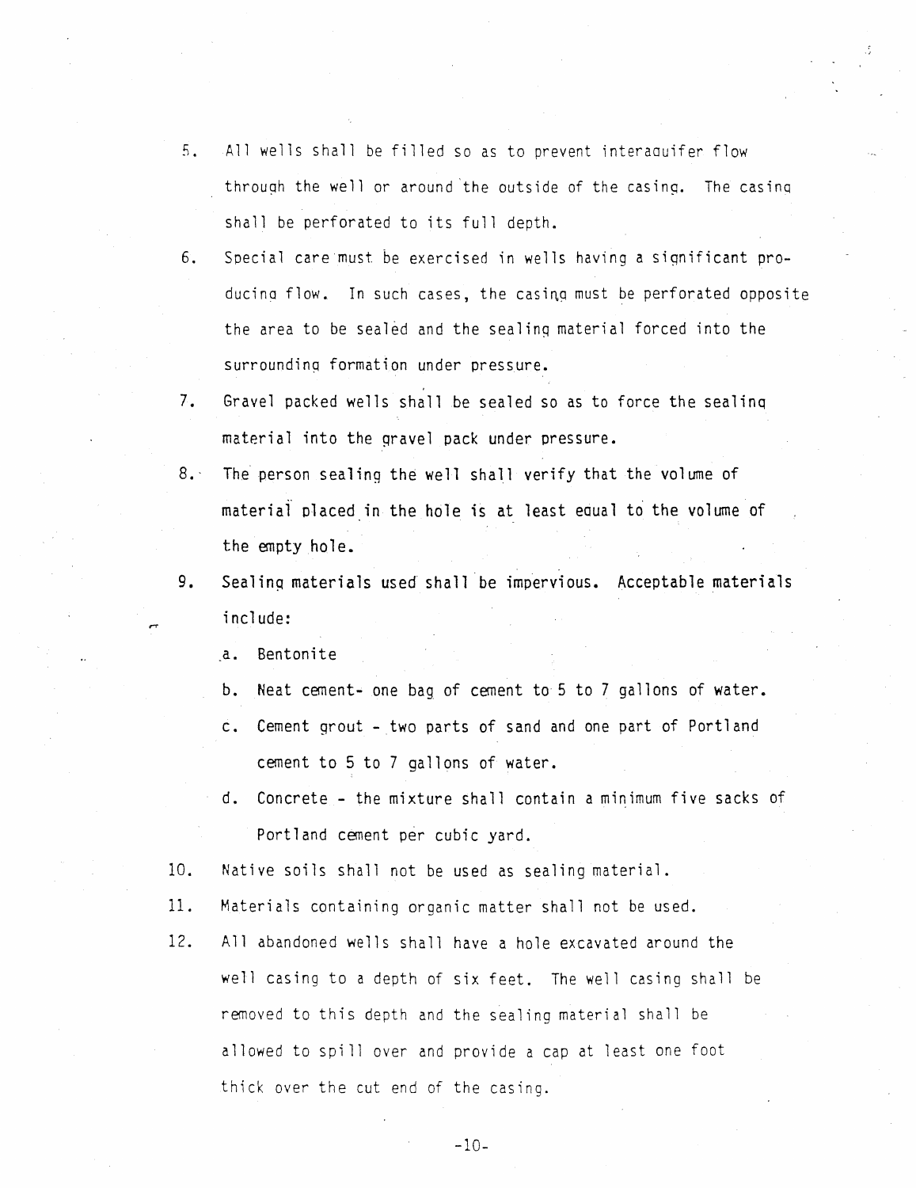5. All wells shall be filled so as to prevent interaquifer flow through the well or around the outside of the casing. The casing shall be perforated to its full depth.
6. Special care must be exercised in wells having a significant producing flow. In such cases, the casing must be perforated opposite the area to be sealed and the sealing material forced into the surrounding formation under pressure.
7. Gravel packed wells shall be sealed so as to force the sealing material into the gravel pack under pressure.
8. The person sealing the well shall verify that the volume of material placed in the hole is at least equal to the volume of the empty hole.
9. Sealing materials used shall be impervious. Acceptable materials include:
   a. Bentonite
   b. Neat cement- one bag of cement to 5 to 7 gallons of water.
   c. Cement grout - two parts of sand and one part of Portland cement to 5 to 7 gallons of water.
   d. Concrete - the mixture shall contain a minimum five sacks of Portland cement per cubic yard.
10. Native soils shall not be used as sealing material.
11. Materials containing organic matter shall not be used.
12. All abandoned wells shall have a hole excavated around the well casing to a depth of six feet. The well casing shall be removed to this depth and the sealing material shall be allowed to spill over and provide a cap at least one foot thick over the cut end of the casing.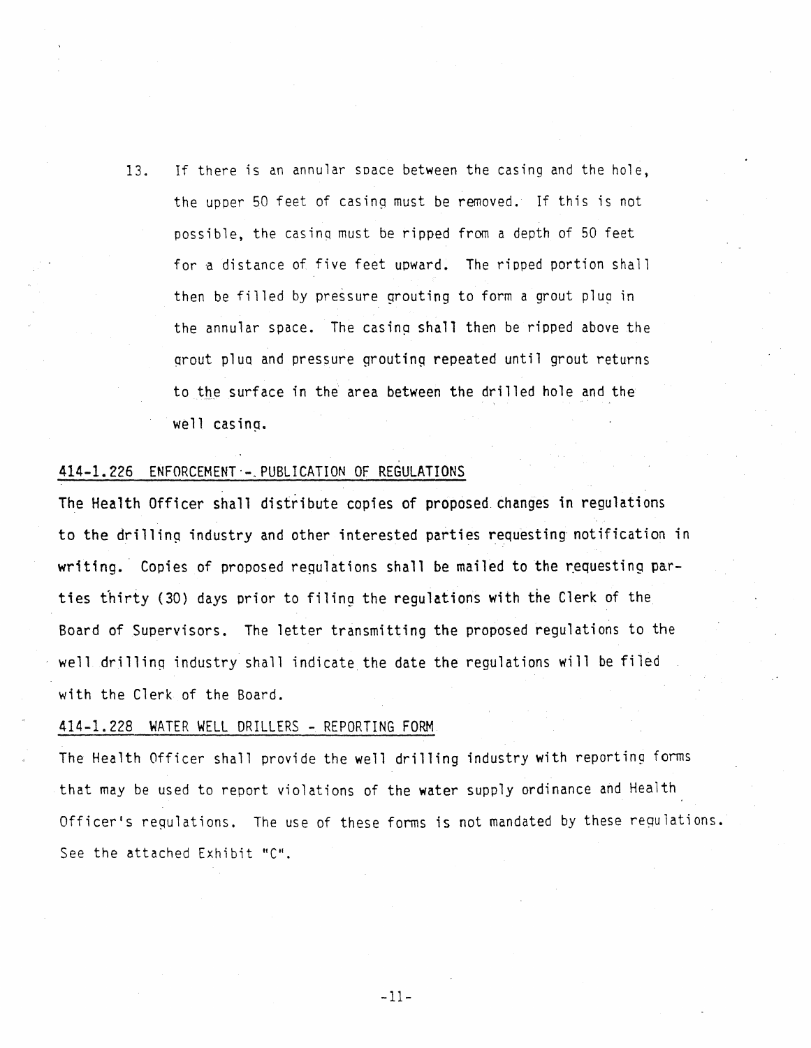13. If there is an annular space between the casing and the hole, the upper 50 feet of casing must be removed. If this is not possible, the casing must be ripped from a depth of 50 feet for a distance of five feet upward. The ripped portion shall then be filled by pressure grouting to form a grout plug in the annular space. The casing shall then be ripped above the grout plug and pressure grouting repeated until grout returns to the surface in the area between the drilled hole and the well casing.

## 414-1.226 ENFORCEMENT - PUBLICATION OF REGULATIONS

The Health Officer shall distribute copies of proposed changes in regulations to the drilling industry and other interested parties requesting notification in writing. Copies of proposed regulations shall be mailed to the requesting parties thirty (30) days prior to filing the regulations with the Clerk of the Board of Supervisors. The letter transmitting the proposed regulations to the well drilling industry shall indicate the date the regulations will be filed with the Clerk of the Board.

## 414-1.228 WATER WELL DRILLERS - REPORTING FORM

The Health Officer shall provide the well drilling industry with reporting forms that may be used to report violations of the water supply ordinance and Health Officer's regulations. The use of these forms is not mandated by these regulations. See the attached Exhibit "C".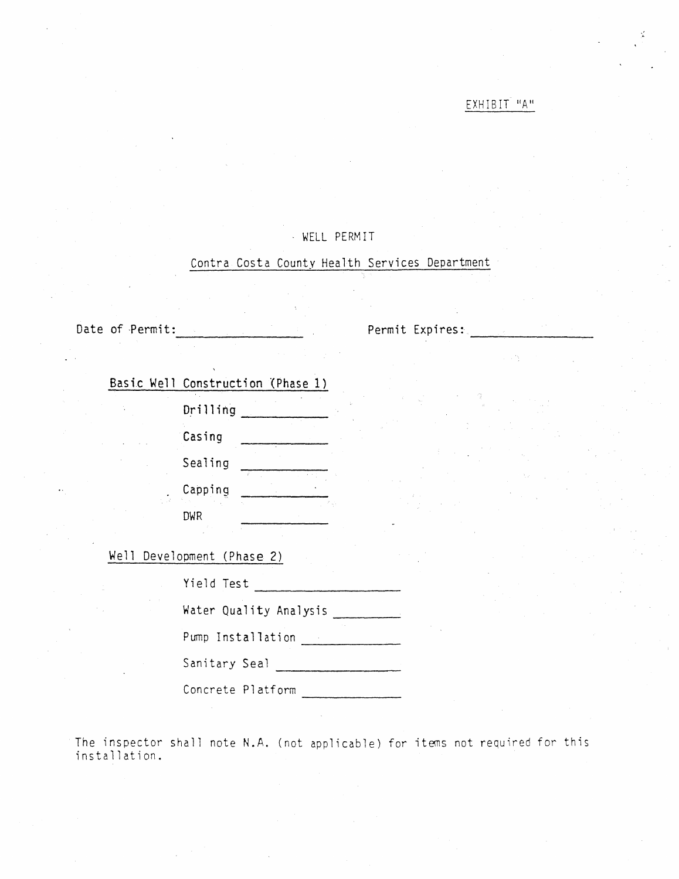EXHIBIT "A"

# WELL PERMIT

## Contra Costa County Health Services Department

Date of Permit: ________________ Permit Expires: ________________

**Basic Well Construction (Phase 1)**

- Drilling ____________
- Casing ____________
- Sealing ____________
- Capping ____________
- DWR ____________

**Well Development (Phase 2)**

- Yield Test ____________________
- Water Quality Analysis __________
- Pump Installation ______________
- Sanitary Seal _________________
- Concrete Platform ______________

The inspector shall note N.A. (not applicable) for items not required for this installation.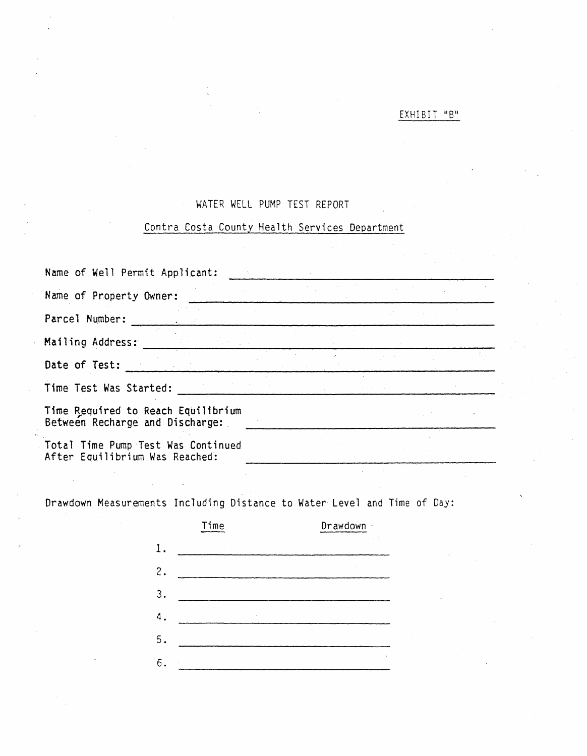EXHIBIT "B"

# WATER WELL PUMP TEST REPORT

## Contra Costa County Health Services Department

Name of Well Permit Applicant: ______________________________

Name of Property Owner: ______________________________

Parcel Number: ______________________________

Mailing Address: ______________________________

Date of Test: ______________________________

Time Test Was Started: ______________________________

Time Required to Reach Equilibrium Between Recharge and Discharge: ______________________________

Total Time Pump Test Was Continued After Equilibrium Was Reached: ______________________________

Drawdown Measurements Including Distance to Water Level and Time of Day:

| | Time | Drawdown |
|---|---|---|
| 1. | | |
| 2. | | |
| 3. | | |
| 4. | | |
| 5. | | |
| 6. | | |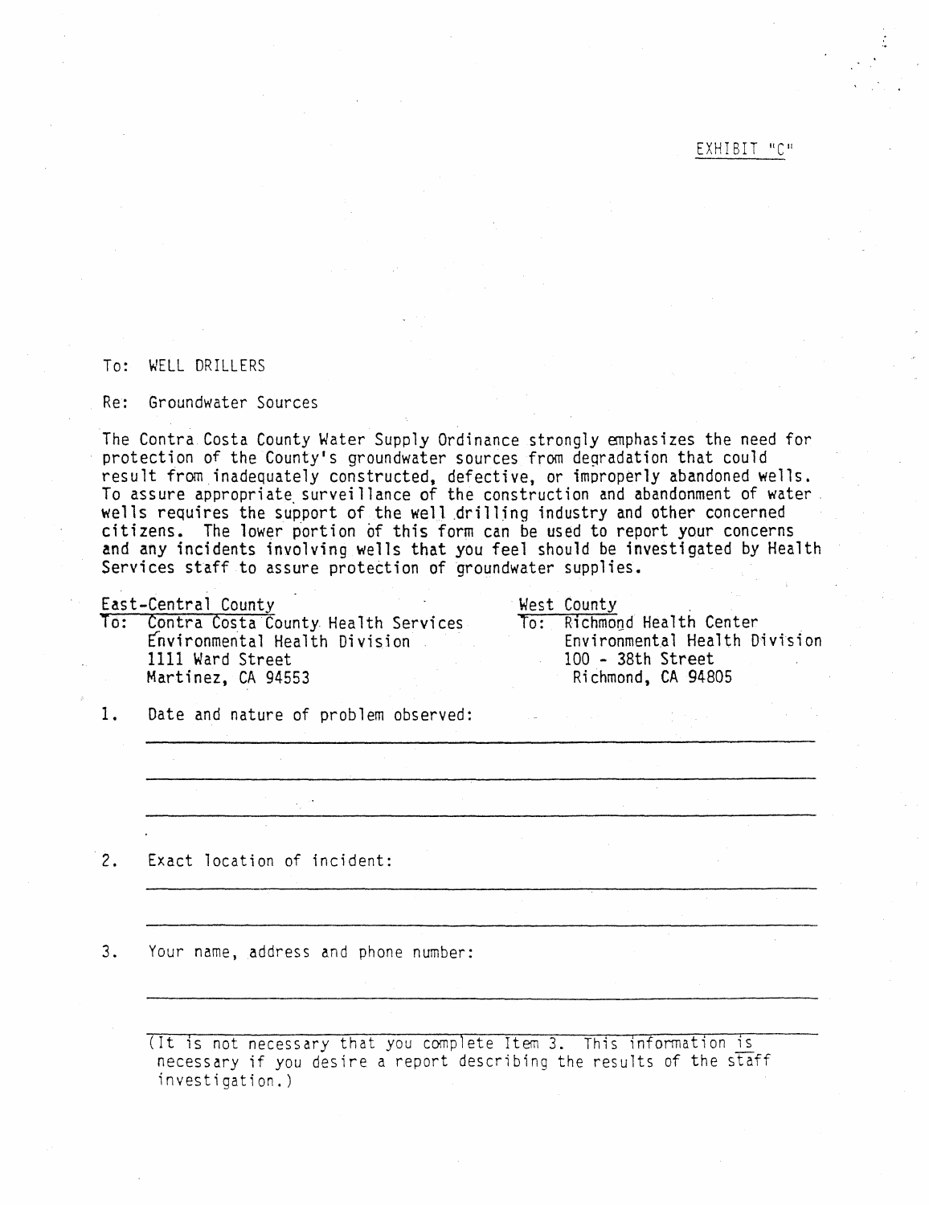EXHIBIT "C"

To: WELL DRILLERS

Re: Groundwater Sources

The Contra Costa County Water Supply Ordinance strongly emphasizes the need for protection of the County's groundwater sources from degradation that could result from inadequately constructed, defective, or improperly abandoned wells. To assure appropriate surveillance of the construction and abandonment of water wells requires the support of the well drilling industry and other concerned citizens. The lower portion of this form can be used to report your concerns and any incidents involving wells that you feel should be investigated by Health Services staff to assure protection of groundwater supplies.

East-Central County
To: Contra Costa County Health Services
Environmental Health Division
1111 Ward Street
Martinez, CA 94553

West County
To: Richmond Health Center
Environmental Health Division
100 - 38th Street
Richmond, CA 94805

1. Date and nature of problem observed:

______________________________________________

______________________________________________

______________________________________________

2. Exact location of incident:

______________________________________________

______________________________________________

3. Your name, address and phone number:

______________________________________________

______________________________________________

(It is not necessary that you complete Item 3. This information is necessary if you desire a report describing the results of the staff investigation.)